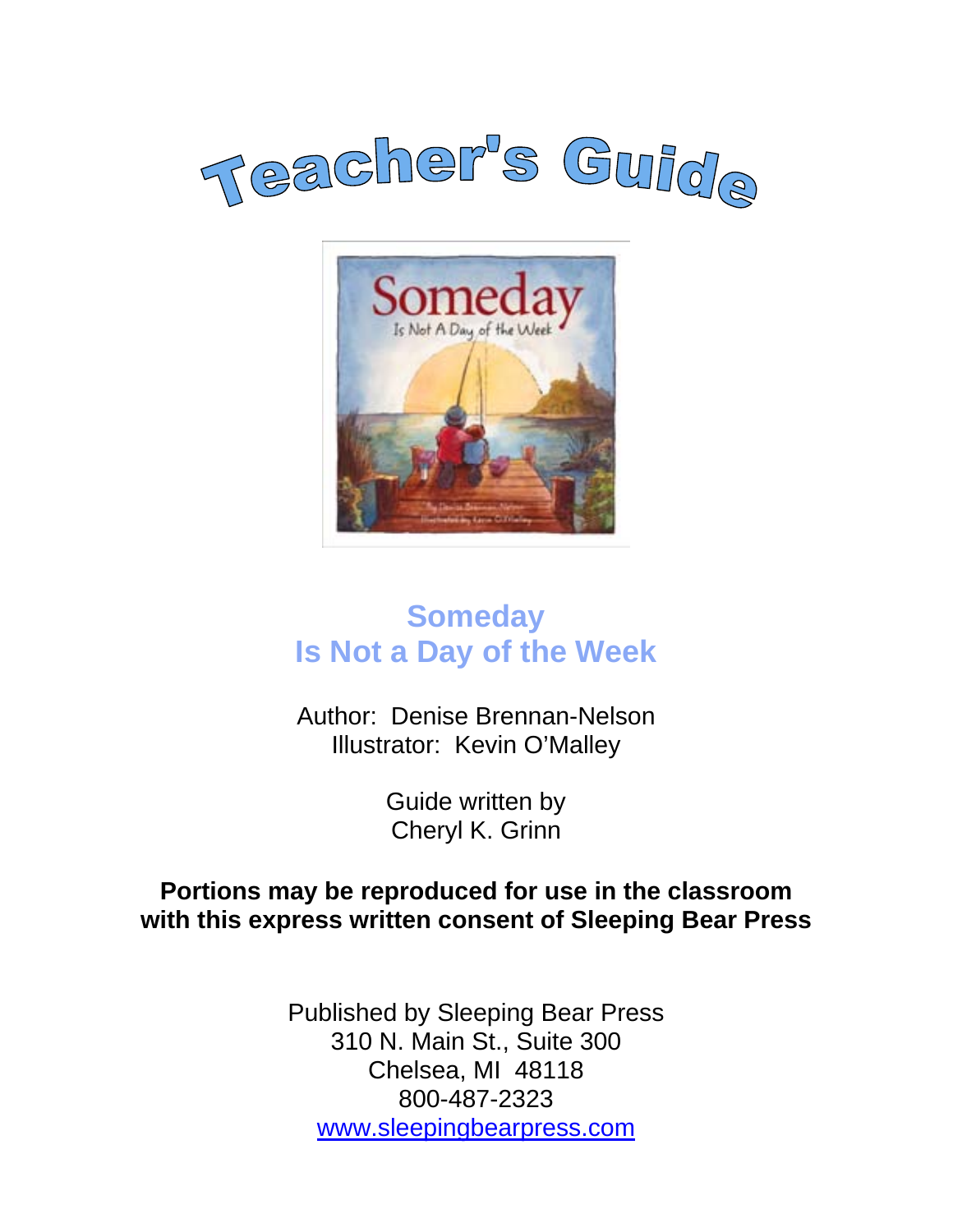# Teacher's Guide

## Someday
## Is Not a Day of the Week

Author: Denise Brennan-Nelson
Illustrator: Kevin O'Malley

Guide written by
Cheryl K. Grinn

**Portions may be reproduced for use in the classroom with this express written consent of Sleeping Bear Press**

Published by Sleeping Bear Press
310 N. Main St., Suite 300
Chelsea, MI 48118
800-487-2323
www.sleepingbearpress.com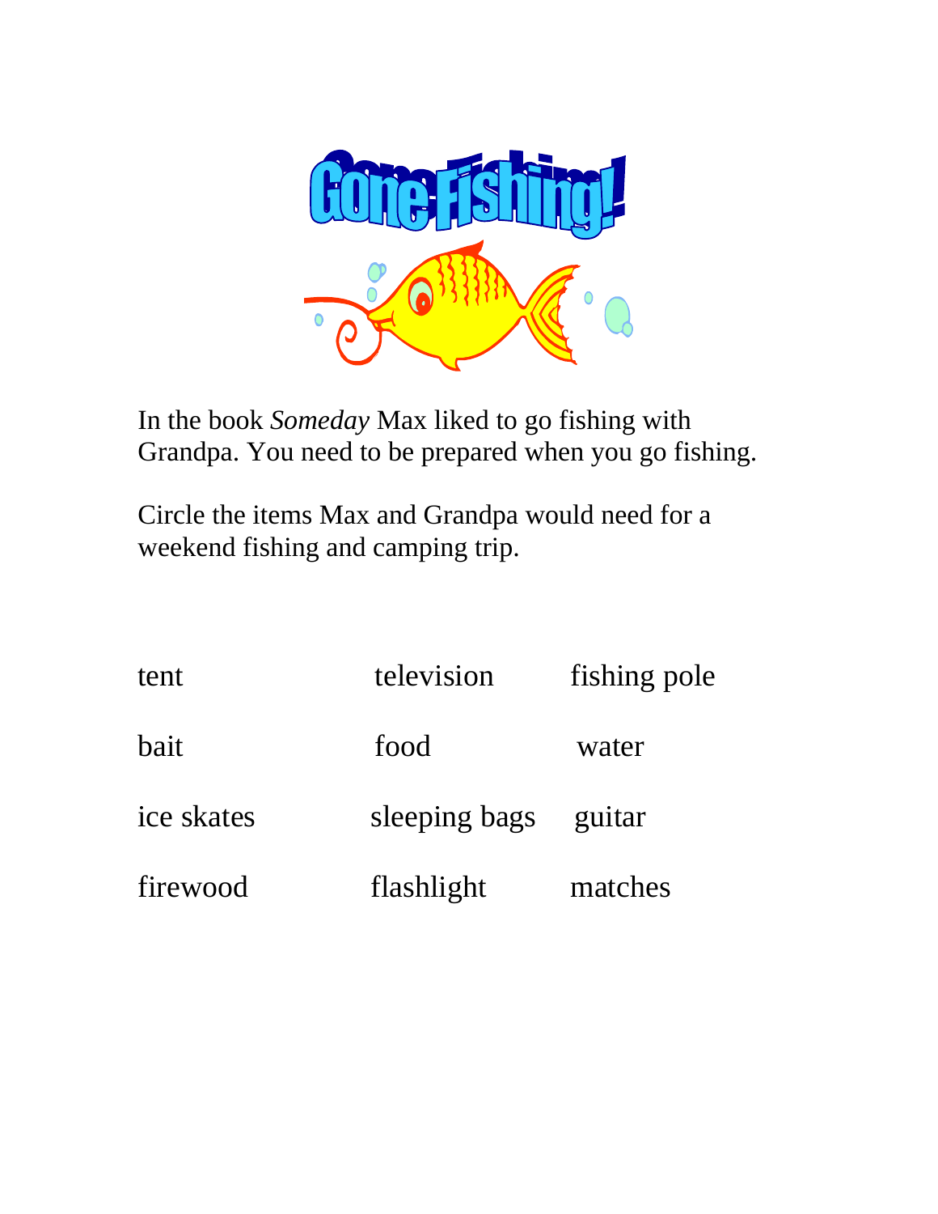# Gone Fishing!

In the book *Someday* Max liked to go fishing with Grandpa. You need to be prepared when you go fishing.

Circle the items Max and Grandpa would need for a weekend fishing and camping trip.

| | | |
|---|---|---|
| tent | television | fishing pole |
| bait | food | water |
| ice skates | sleeping bags | guitar |
| firewood | flashlight | matches |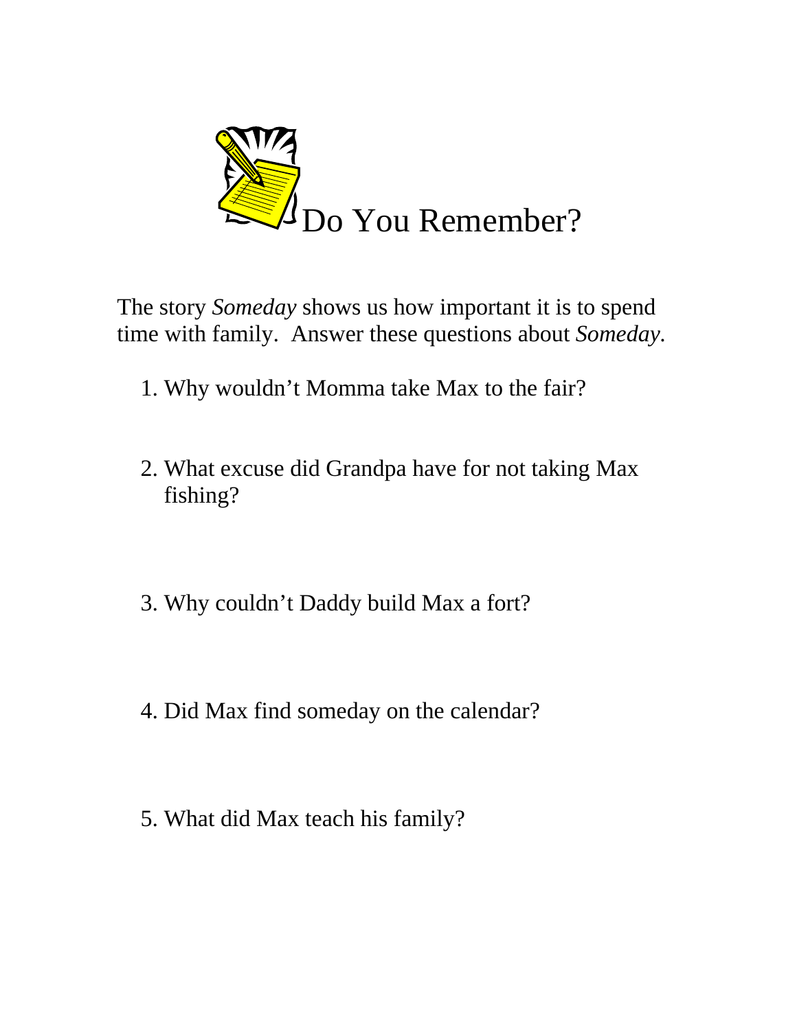# Do You Remember?

The story *Someday* shows us how important it is to spend time with family. Answer these questions about *Someday*.

1. Why wouldn't Momma take Max to the fair?
2. What excuse did Grandpa have for not taking Max fishing?
3. Why couldn't Daddy build Max a fort?
4. Did Max find someday on the calendar?
5. What did Max teach his family?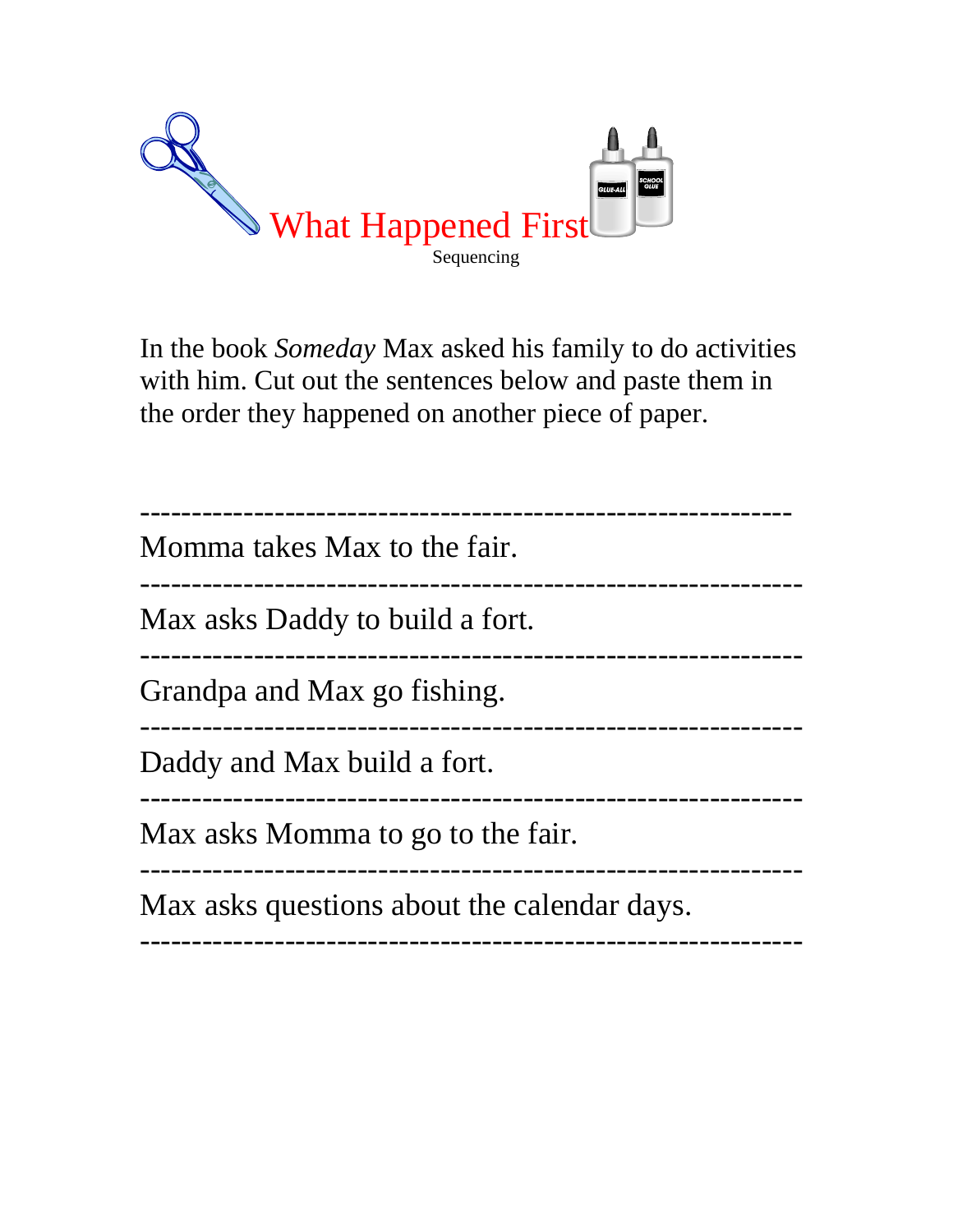# What Happened First

Sequencing

In the book *Someday* Max asked his family to do activities with him. Cut out the sentences below and paste them in the order they happened on another piece of paper.

-------------------------------------------------------------

Momma takes Max to the fair.

-------------------------------------------------------------

Max asks Daddy to build a fort.

-------------------------------------------------------------

Grandpa and Max go fishing.

-------------------------------------------------------------

Daddy and Max build a fort.

-------------------------------------------------------------

Max asks Momma to go to the fair.

-------------------------------------------------------------

Max asks questions about the calendar days.

-------------------------------------------------------------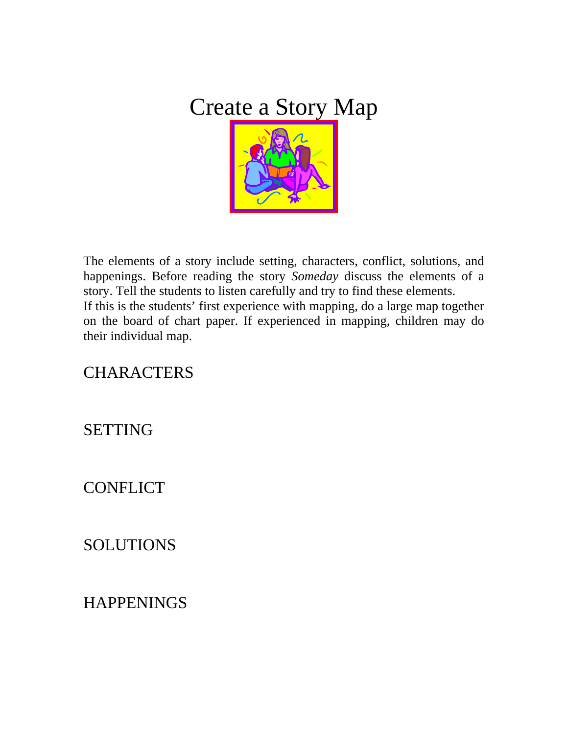# Create a Story Map

The elements of a story include setting, characters, conflict, solutions, and happenings. Before reading the story *Someday* discuss the elements of a story. Tell the students to listen carefully and try to find these elements.
If this is the students' first experience with mapping, do a large map together on the board of chart paper. If experienced in mapping, children may do their individual map.

CHARACTERS

SETTING

CONFLICT

SOLUTIONS

HAPPENINGS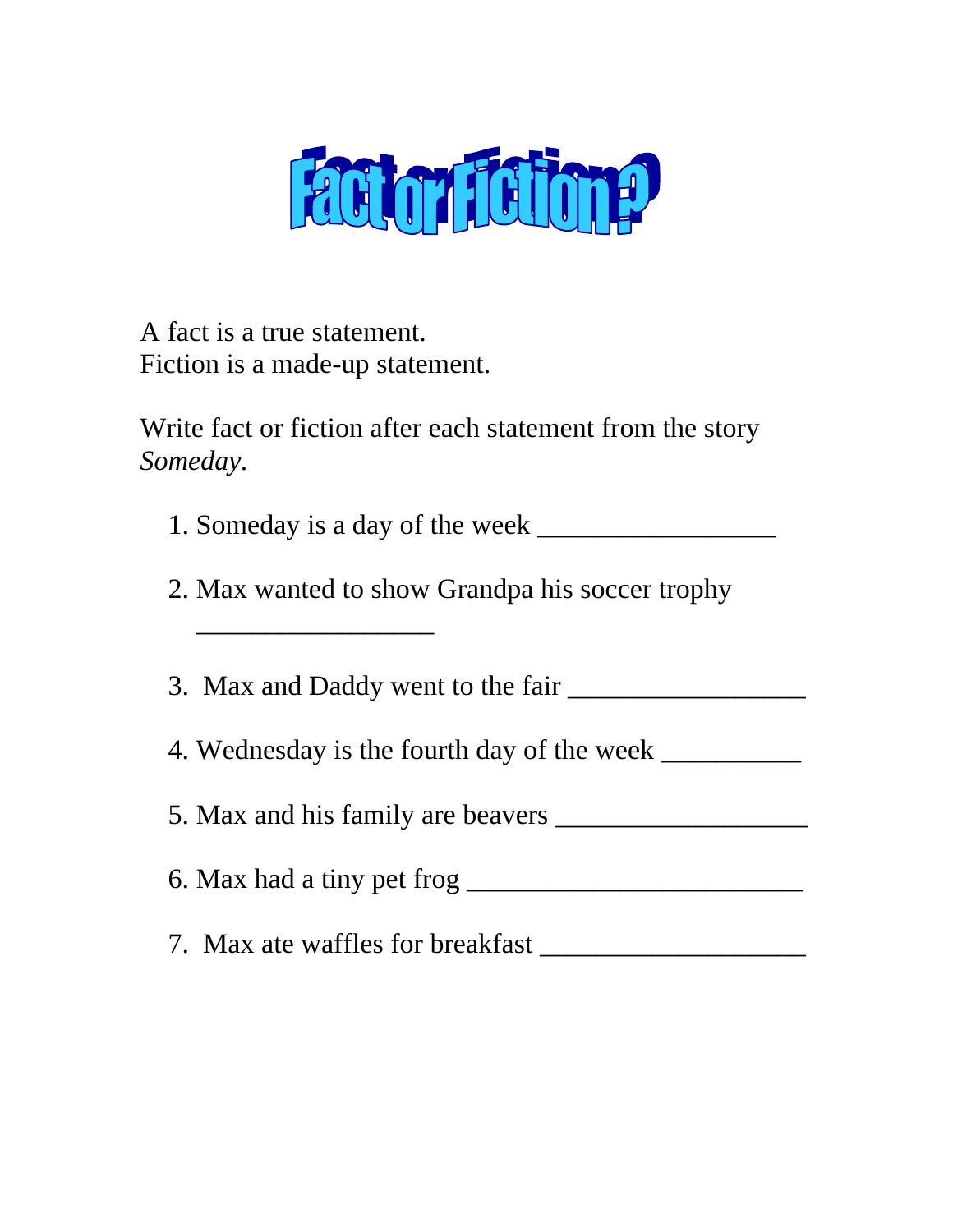# Fact or Fiction?

A fact is a true statement.
Fiction is a made-up statement.

Write fact or fiction after each statement from the story *Someday*.

1. Someday is a day of the week _________________
2. Max wanted to show Grandpa his soccer trophy _________________
3. Max and Daddy went to the fair _________________
4. Wednesday is the fourth day of the week __________
5. Max and his family are beavers __________________
6. Max had a tiny pet frog ________________________
7. Max ate waffles for breakfast ___________________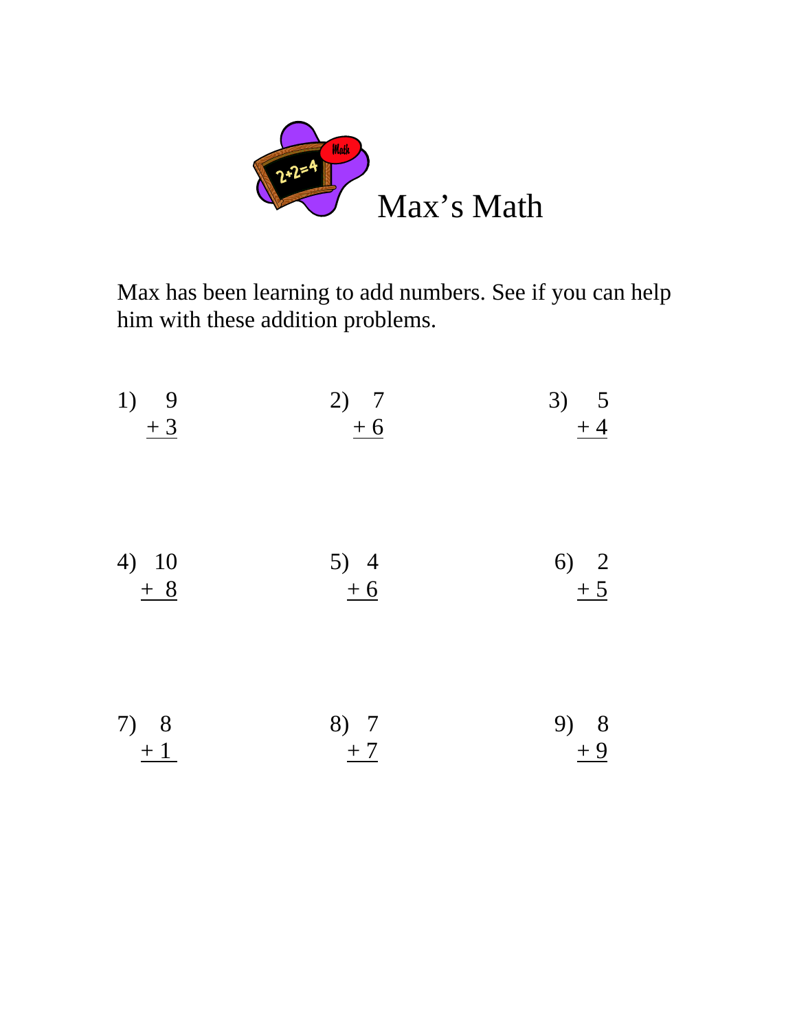# Max's Math

Max has been learning to add numbers. See if you can help him with these addition problems.

1) $\begin{array}{r} 9 \\ +\ 3 \\ \hline \end{array}$

2) $\begin{array}{r} 7 \\ +\ 6 \\ \hline \end{array}$

3) $\begin{array}{r} 5 \\ +\ 4 \\ \hline \end{array}$

4) $\begin{array}{r} 10 \\ +\ 8 \\ \hline \end{array}$

5) $\begin{array}{r} 4 \\ +\ 6 \\ \hline \end{array}$

6) $\begin{array}{r} 2 \\ +\ 5 \\ \hline \end{array}$

7) $\begin{array}{r} 8 \\ +\ 1 \\ \hline \end{array}$

8) $\begin{array}{r} 7 \\ +\ 7 \\ \hline \end{array}$

9) $\begin{array}{r} 8 \\ +\ 9 \\ \hline \end{array}$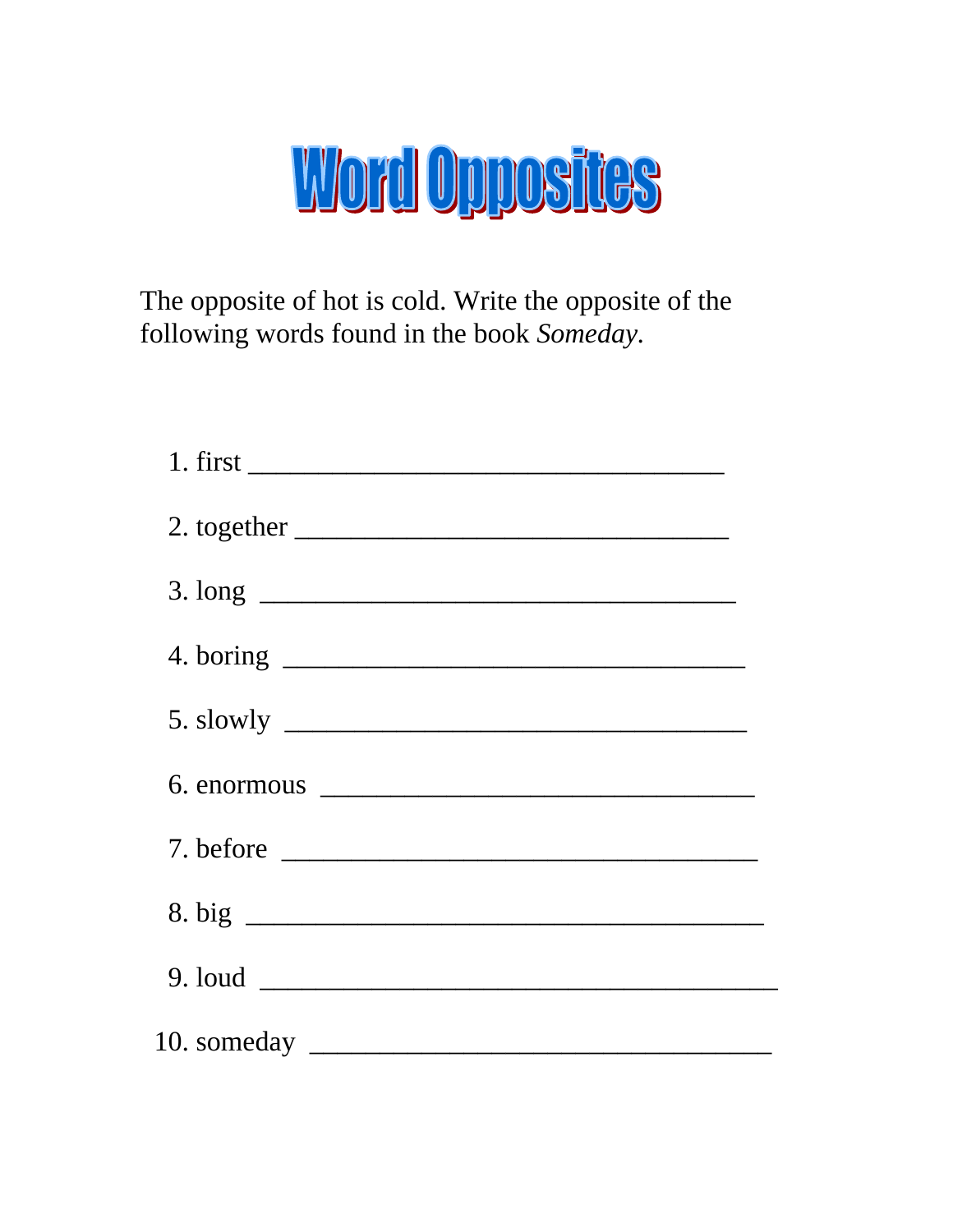# Word Opposites

The opposite of hot is cold. Write the opposite of the following words found in the book *Someday.*

1. first ___________________________________
2. together ________________________________
3. long ___________________________________
4. boring __________________________________
5. slowly __________________________________
6. enormous ________________________________
7. before __________________________________
8. big _____________________________________
9. loud ____________________________________
10. someday ________________________________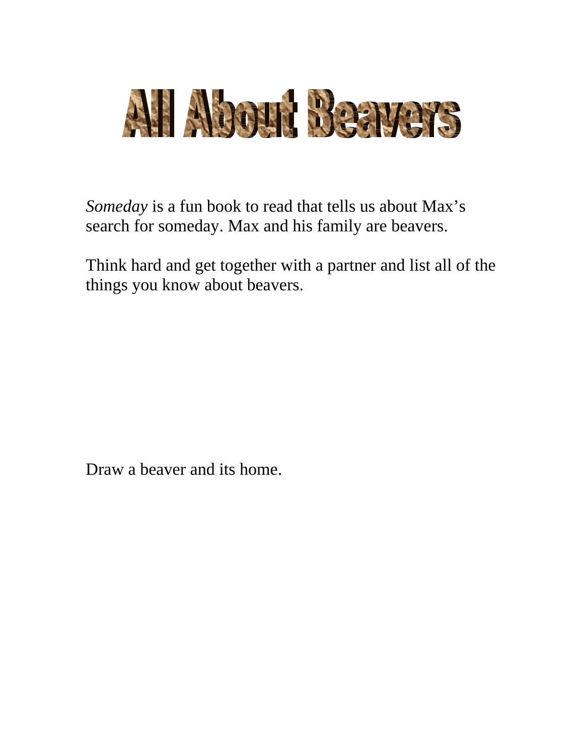# All About Beavers

*Someday* is a fun book to read that tells us about Max's search for someday. Max and his family are beavers.

Think hard and get together with a partner and list all of the things you know about beavers.

Draw a beaver and its home.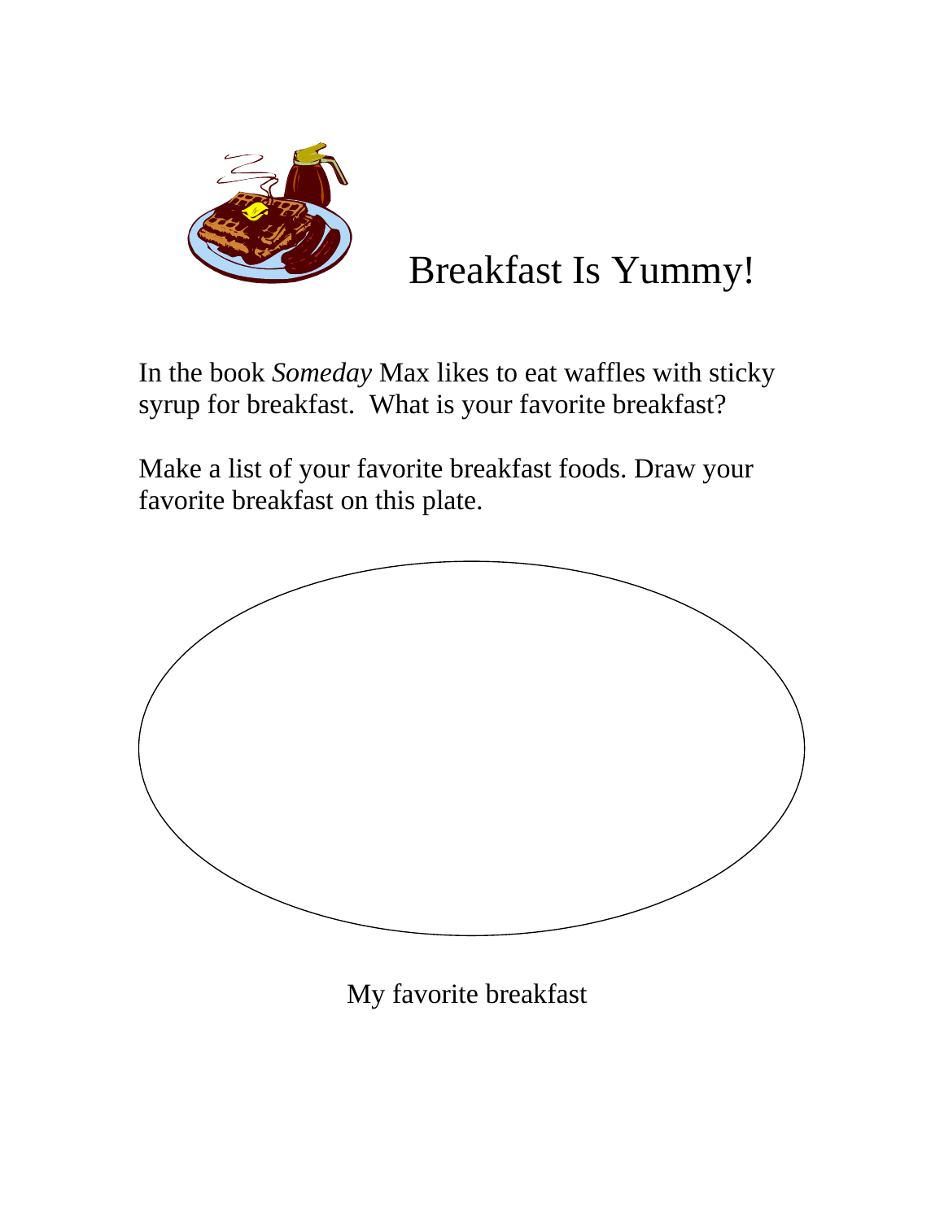# Breakfast Is Yummy!

In the book *Someday* Max likes to eat waffles with sticky syrup for breakfast. What is your favorite breakfast?

Make a list of your favorite breakfast foods. Draw your favorite breakfast on this plate.

My favorite breakfast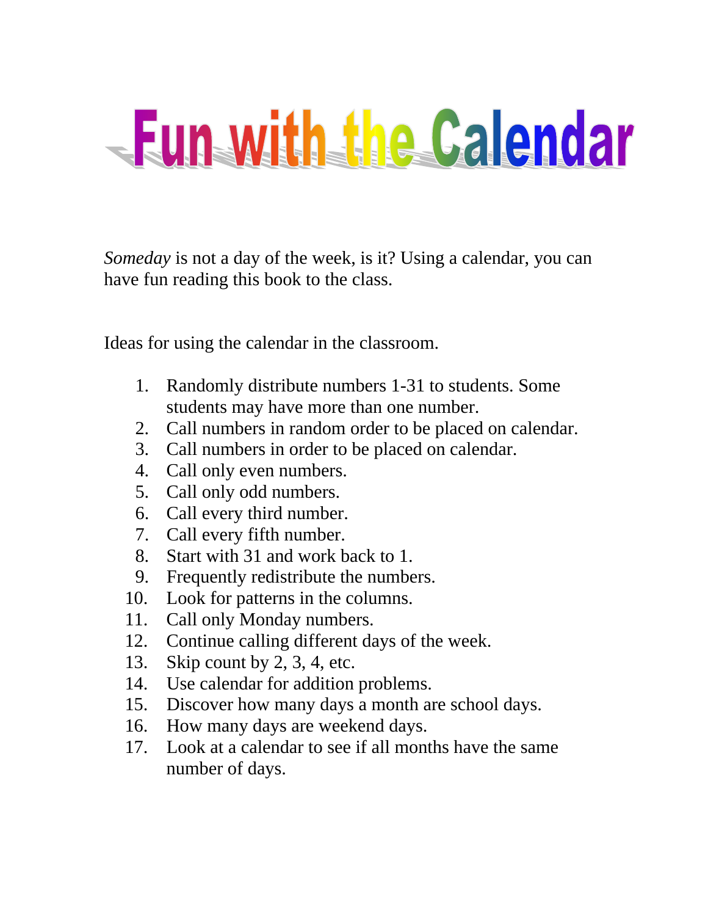# Fun with the Calendar

*Someday* is not a day of the week, is it? Using a calendar, you can have fun reading this book to the class.

Ideas for using the calendar in the classroom.

1. Randomly distribute numbers 1-31 to students. Some students may have more than one number.
2. Call numbers in random order to be placed on calendar.
3. Call numbers in order to be placed on calendar.
4. Call only even numbers.
5. Call only odd numbers.
6. Call every third number.
7. Call every fifth number.
8. Start with 31 and work back to 1.
9. Frequently redistribute the numbers.
10. Look for patterns in the columns.
11. Call only Monday numbers.
12. Continue calling different days of the week.
13. Skip count by 2, 3, 4, etc.
14. Use calendar for addition problems.
15. Discover how many days a month are school days.
16. How many days are weekend days.
17. Look at a calendar to see if all months have the same number of days.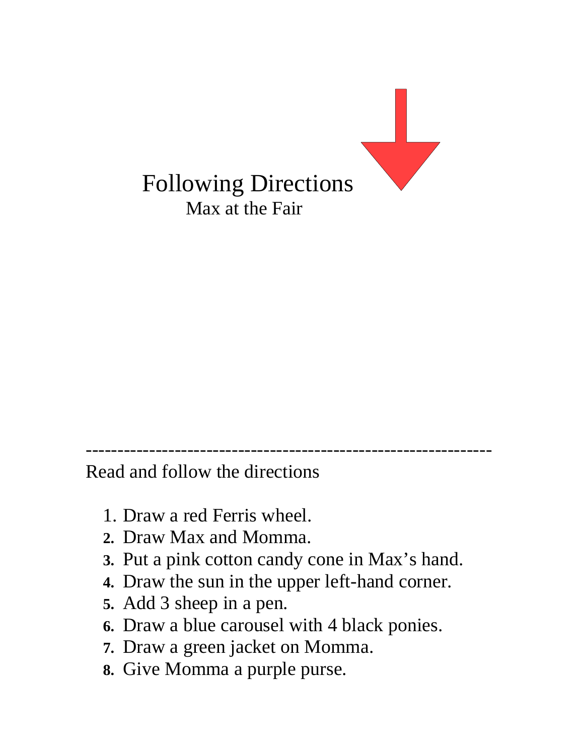# Following Directions

## Max at the Fair

---

Read and follow the directions

1. Draw a red Ferris wheel.
2. Draw Max and Momma.
3. Put a pink cotton candy cone in Max's hand.
4. Draw the sun in the upper left-hand corner.
5. Add 3 sheep in a pen.
6. Draw a blue carousel with 4 black ponies.
7. Draw a green jacket on Momma.
8. Give Momma a purple purse.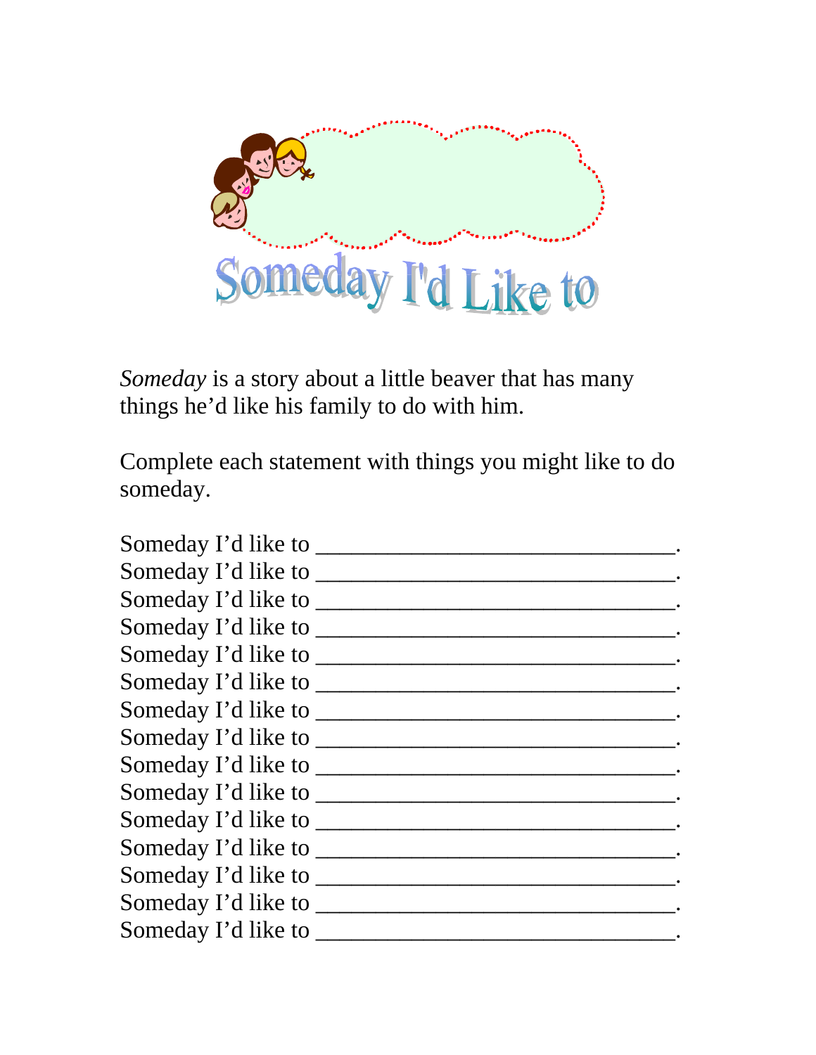# Someday I'd Like to

*Someday* is a story about a little beaver that has many things he'd like his family to do with him.

Complete each statement with things you might like to do someday.

Someday I'd like to ________________________________.
Someday I'd like to ________________________________.
Someday I'd like to ________________________________.
Someday I'd like to ________________________________.
Someday I'd like to ________________________________.
Someday I'd like to ________________________________.
Someday I'd like to ________________________________.
Someday I'd like to ________________________________.
Someday I'd like to ________________________________.
Someday I'd like to ________________________________.
Someday I'd like to ________________________________.
Someday I'd like to ________________________________.
Someday I'd like to ________________________________.
Someday I'd like to ________________________________.
Someday I'd like to ________________________________.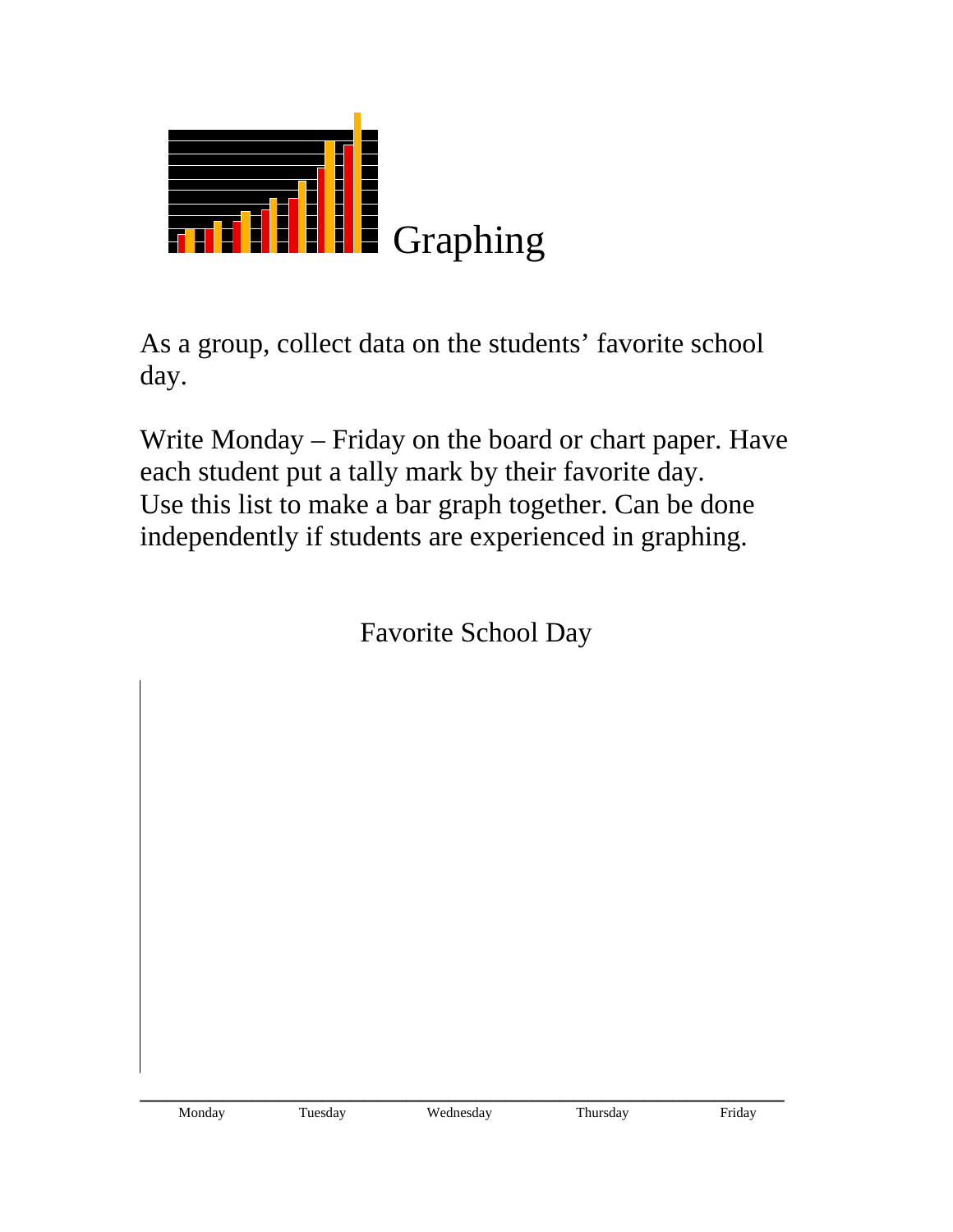# Graphing

As a group, collect data on the students' favorite school day.

Write Monday – Friday on the board or chart paper. Have each student put a tally mark by their favorite day. Use this list to make a bar graph together. Can be done independently if students are experienced in graphing.

Favorite School Day

Monday Tuesday Wednesday Thursday Friday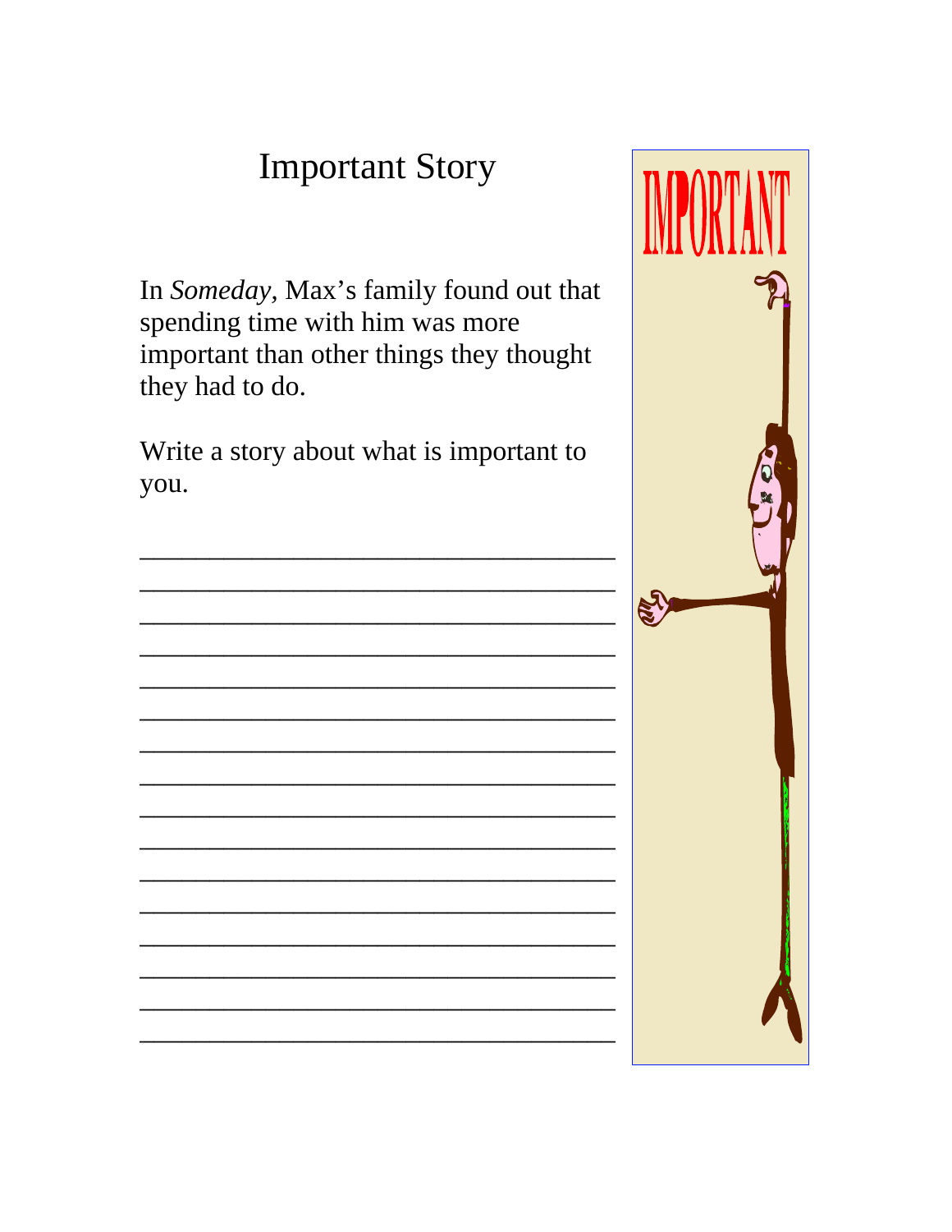# Important Story

In *Someday*, Max's family found out that spending time with him was more important than other things they thought they had to do.

Write a story about what is important to you.

________________________________________

________________________________________

________________________________________

________________________________________

________________________________________

________________________________________

________________________________________

________________________________________

________________________________________

________________________________________

________________________________________

________________________________________

________________________________________

________________________________________

________________________________________

________________________________________

IMPORTANT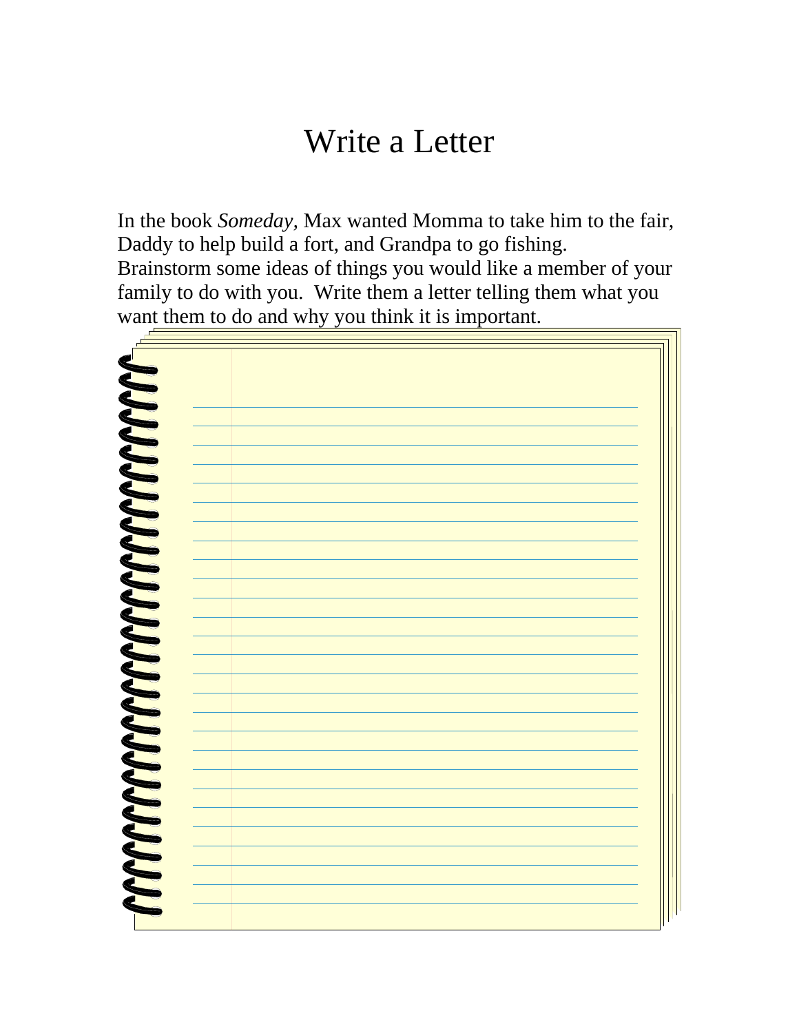# Write a Letter

In the book *Someday*, Max wanted Momma to take him to the fair, Daddy to help build a fort, and Grandpa to go fishing. Brainstorm some ideas of things you would like a member of your family to do with you. Write them a letter telling them what you want them to do and why you think it is important.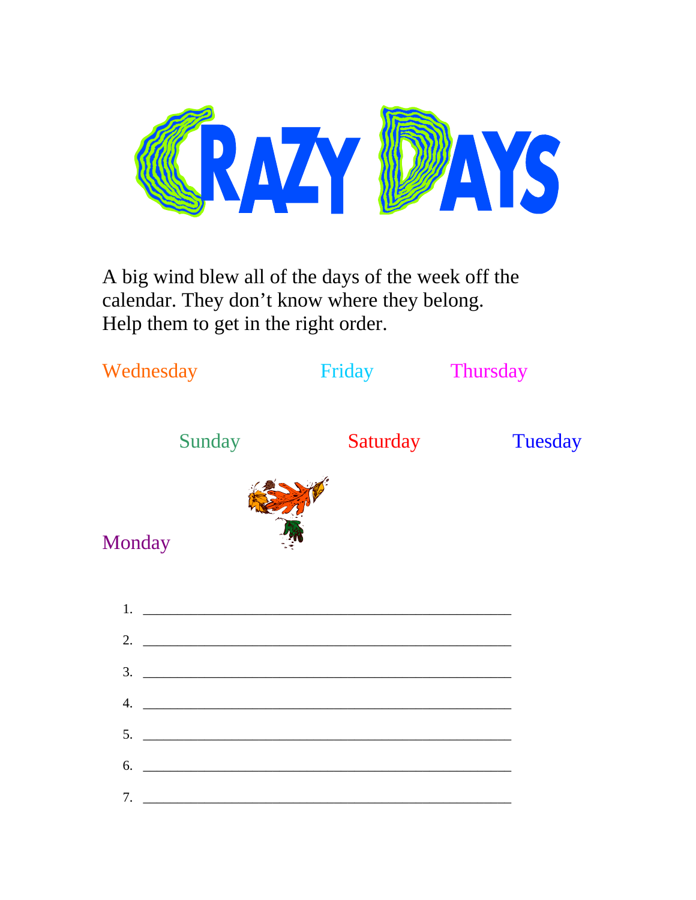# CRAZY DAYS

A big wind blew all of the days of the week off the calendar. They don't know where they belong. Help them to get in the right order.

Wednesday Friday Thursday

Sunday Saturday Tuesday

Monday

1. ______________________________________________
2. ______________________________________________
3. ______________________________________________
4. ______________________________________________
5. ______________________________________________
6. ______________________________________________
7. ______________________________________________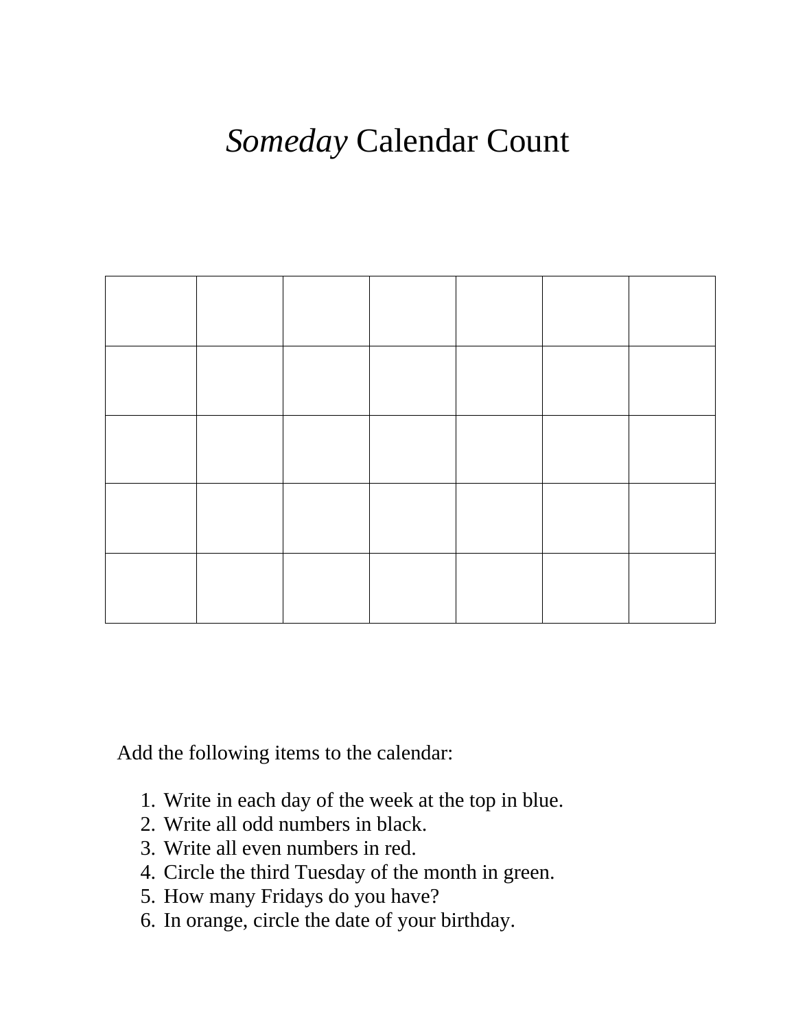# *Someday* Calendar Count

| | | | | | | |
|---|---|---|---|---|---|---|
| | | | | | | |
| | | | | | | |
| | | | | | | |
| | | | | | | |
| | | | | | | |

Add the following items to the calendar:

1. Write in each day of the week at the top in blue.
2. Write all odd numbers in black.
3. Write all even numbers in red.
4. Circle the third Tuesday of the month in green.
5. How many Fridays do you have?
6. In orange, circle the date of your birthday.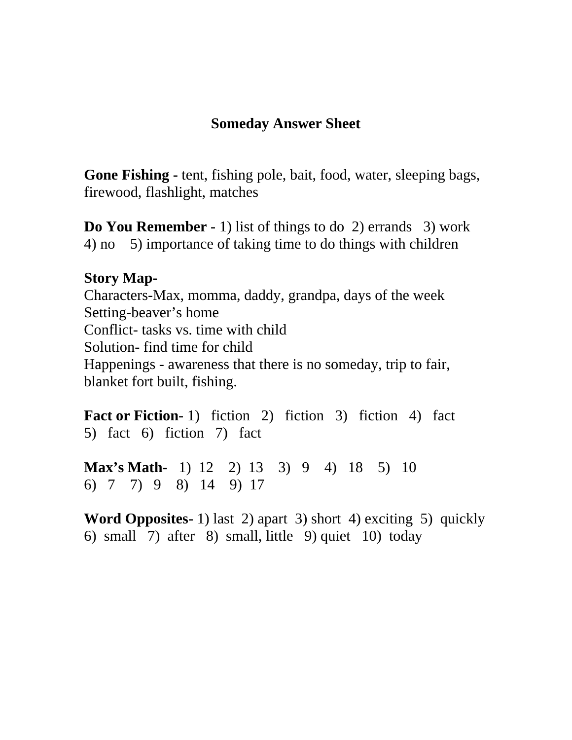# Someday Answer Sheet

**Gone Fishing -** tent, fishing pole, bait, food, water, sleeping bags, firewood, flashlight, matches

**Do You Remember -** 1) list of things to do 2) errands 3) work 4) no 5) importance of taking time to do things with children

**Story Map-**
Characters-Max, momma, daddy, grandpa, days of the week
Setting-beaver's home
Conflict- tasks vs. time with child
Solution- find time for child
Happenings - awareness that there is no someday, trip to fair, blanket fort built, fishing.

**Fact or Fiction-** 1) fiction 2) fiction 3) fiction 4) fact 5) fact 6) fiction 7) fact

**Max's Math-** 1) 12 2) 13 3) 9 4) 18 5) 10 6) 7 7) 9 8) 14 9) 17

**Word Opposites-** 1) last 2) apart 3) short 4) exciting 5) quickly 6) small 7) after 8) small, little 9) quiet 10) today